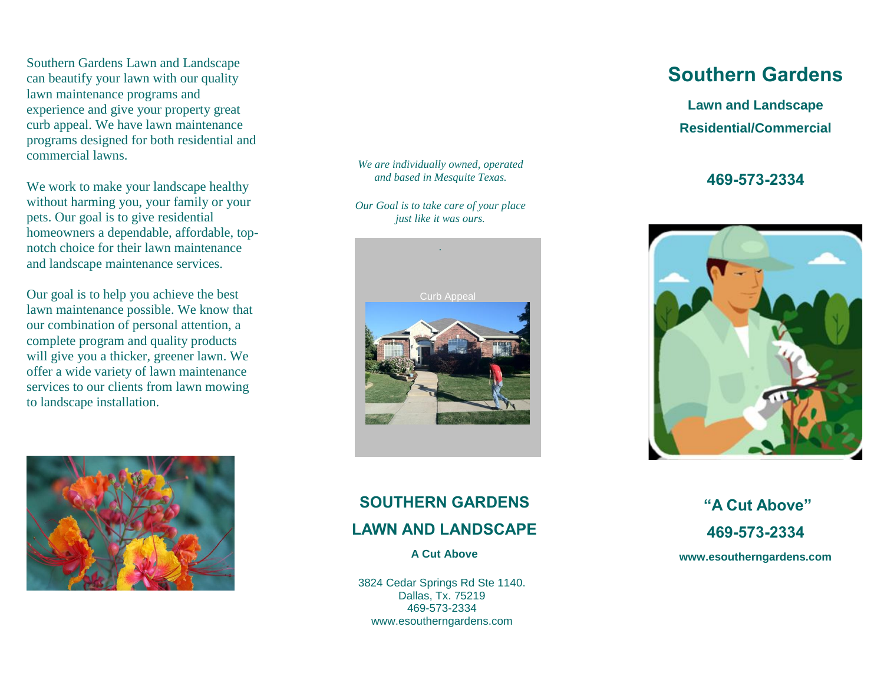Southern Gardens Lawn and Landscape can beautify your lawn with our quality lawn maintenance programs and experience and give your property great curb appeal. We have lawn maintenance programs designed for both residential and commercial lawns.

We work to make your landscape healthy without harming you, your family or your pets. Our goal is to give residential homeowners a dependable, affordable, top-notch choice for their lawn maintenance and landscape maintenance services.

Our goal is to help you achieve the best lawn maintenance possible. We know that our combination of personal attention, a complete program and quality products will give you a thicker, greener lawn. We offer a wide variety of lawn maintenance services to our clients from lawn mowing to landscape installation.

*We are individually owned, operated and based in Mesquite Texas.*

*Our Goal is to take care of your place just like it was ours.*

Curb Appeal

## SOUTHERN GARDENS

## LAWN AND LANDSCAPE

**A Cut Above**

3824 Cedar Springs Rd Ste 1140.
Dallas, Tx. 75219
469-573-2334
www.esoutherngardens.com

# Southern Gardens

**Lawn and Landscape**

**Residential/Commercial**

**469-573-2334**

**“A Cut Above”**

**469-573-2334**

**www.esoutherngardens.com**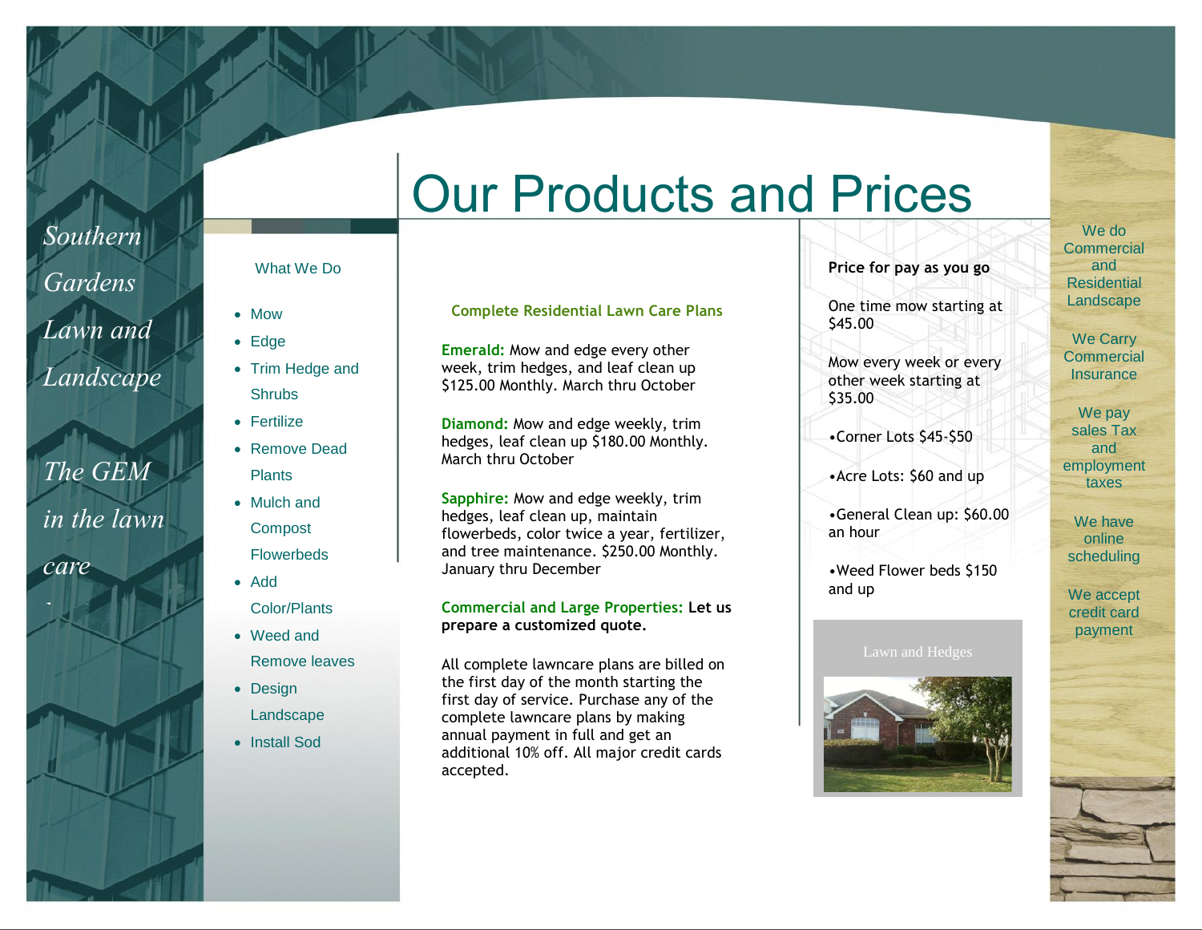# Our Products and Prices

*Southern Gardens Lawn and Landscape*

*The GEM in the lawn care*

### What We Do

- Mow
- Edge
- Trim Hedge and Shrubs
- Fertilize
- Remove Dead Plants
- Mulch and Compost Flowerbeds
- Add Color/Plants
- Weed and Remove leaves
- Design Landscape
- Install Sod

### Complete Residential Lawn Care Plans

**Emerald:** Mow and edge every other week, trim hedges, and leaf clean up $125.00 Monthly. March thru October

**Diamond:** Mow and edge weekly, trim hedges, leaf clean up $180.00 Monthly. March thru October

**Sapphire:** Mow and edge weekly, trim hedges, leaf clean up, maintain flowerbeds, color twice a year, fertilizer, and tree maintenance. $250.00 Monthly. January thru December

**Commercial and Large Properties: Let us prepare a customized quote.**

All complete lawncare plans are billed on the first day of the month starting the first day of service. Purchase any of the complete lawncare plans by making annual payment in full and get an additional 10% off. All major credit cards accepted.

**Price for pay as you go**

One time mow starting at $45.00

Mow every week or every other week starting at $35.00

•Corner Lots $45-$50

•Acre Lots: $60 and up

•General Clean up: $60.00 an hour

•Weed Flower beds $150 and up

Lawn and Hedges

We do Commercial and Residential Landscape

We Carry Commercial Insurance

We pay sales Tax and employment taxes

We have online scheduling

We accept credit card payment